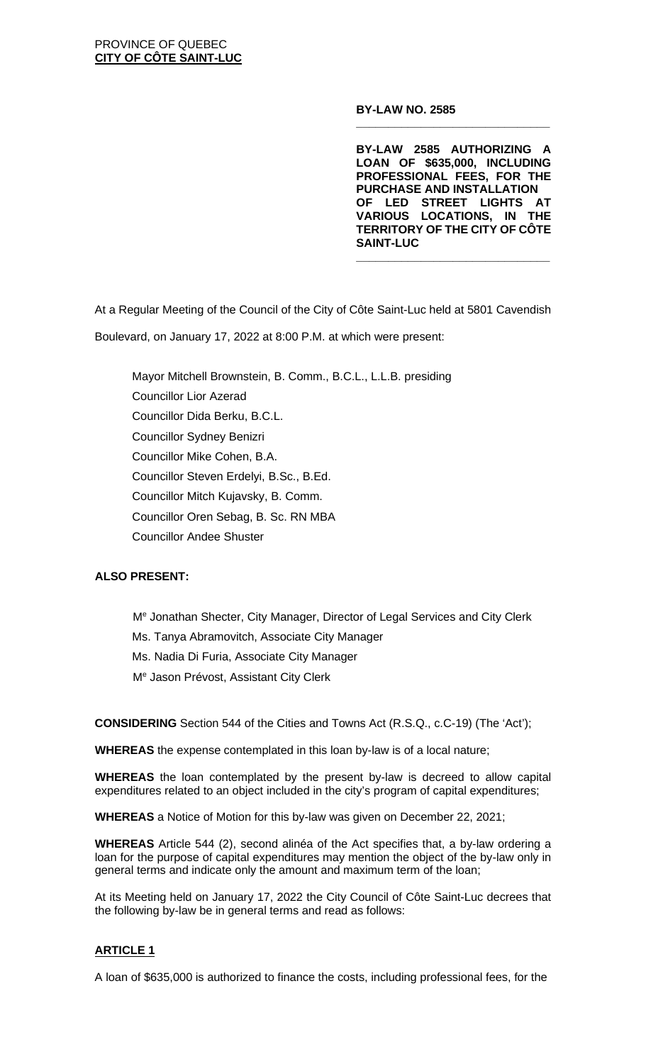PROVINCE OF QUEBEC
**CITY OF CÔTE SAINT-LUC**

**BY-LAW NO. 2585**

**BY-LAW 2585 AUTHORIZING A LOAN OF $635,000, INCLUDING PROFESSIONAL FEES, FOR THE PURCHASE AND INSTALLATION OF LED STREET LIGHTS AT VARIOUS LOCATIONS, IN THE TERRITORY OF THE CITY OF CÔTE SAINT-LUC**

At a Regular Meeting of the Council of the City of Côte Saint-Luc held at 5801 Cavendish Boulevard, on January 17, 2022 at 8:00 P.M. at which were present:

Mayor Mitchell Brownstein, B. Comm., B.C.L., L.L.B. presiding
Councillor Lior Azerad
Councillor Dida Berku, B.C.L.
Councillor Sydney Benizri
Councillor Mike Cohen, B.A.
Councillor Steven Erdelyi, B.Sc., B.Ed.
Councillor Mitch Kujavsky, B. Comm.
Councillor Oren Sebag, B. Sc. RN MBA
Councillor Andee Shuster

**ALSO PRESENT:**

Me Jonathan Shecter, City Manager, Director of Legal Services and City Clerk
Ms. Tanya Abramovitch, Associate City Manager
Ms. Nadia Di Furia, Associate City Manager
Me Jason Prévost, Assistant City Clerk

**CONSIDERING** Section 544 of the Cities and Towns Act (R.S.Q., c.C-19) (The 'Act');

**WHEREAS** the expense contemplated in this loan by-law is of a local nature;

**WHEREAS** the loan contemplated by the present by-law is decreed to allow capital expenditures related to an object included in the city's program of capital expenditures;

**WHEREAS** a Notice of Motion for this by-law was given on December 22, 2021;

**WHEREAS** Article 544 (2), second alinéa of the Act specifies that, a by-law ordering a loan for the purpose of capital expenditures may mention the object of the by-law only in general terms and indicate only the amount and maximum term of the loan;

At its Meeting held on January 17, 2022 the City Council of Côte Saint-Luc decrees that the following by-law be in general terms and read as follows:

## ARTICLE 1

A loan of $635,000 is authorized to finance the costs, including professional fees, for the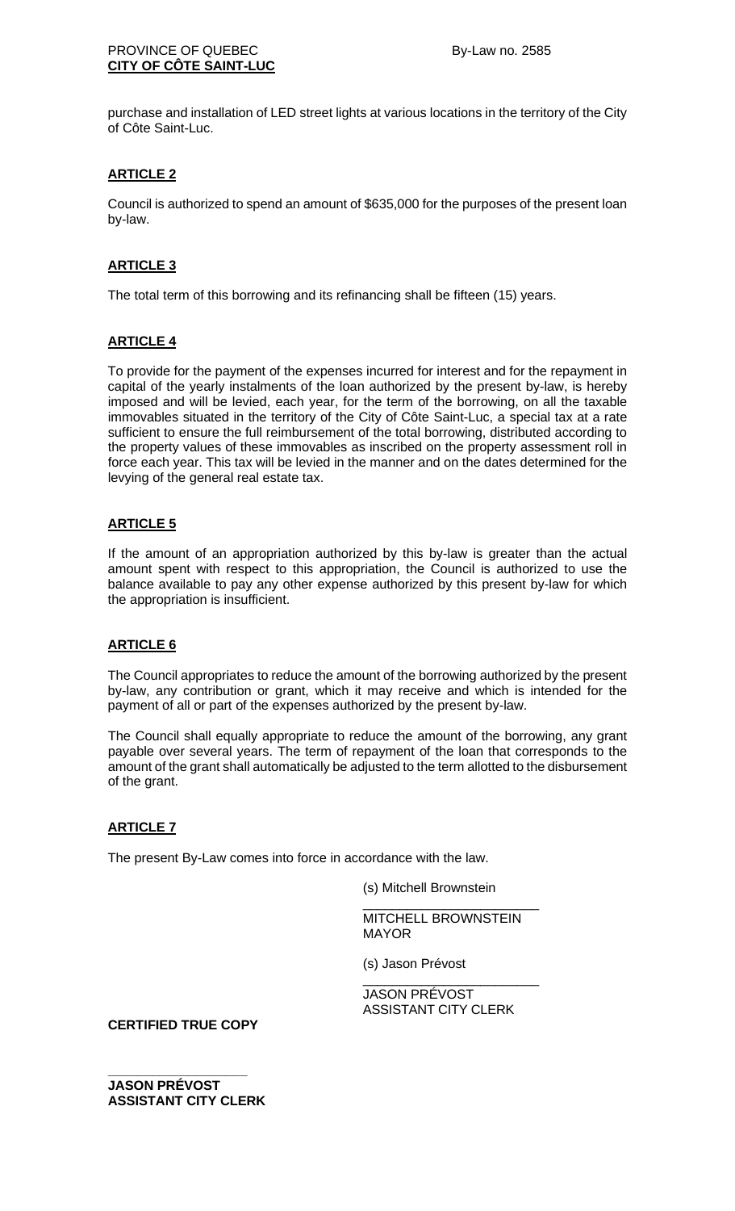purchase and installation of LED street lights at various locations in the territory of the City of Côte Saint-Luc.

## ARTICLE 2

Council is authorized to spend an amount of $635,000 for the purposes of the present loan by-law.

## ARTICLE 3

The total term of this borrowing and its refinancing shall be fifteen (15) years.

## ARTICLE 4

To provide for the payment of the expenses incurred for interest and for the repayment in capital of the yearly instalments of the loan authorized by the present by-law, is hereby imposed and will be levied, each year, for the term of the borrowing, on all the taxable immovables situated in the territory of the City of Côte Saint-Luc, a special tax at a rate sufficient to ensure the full reimbursement of the total borrowing, distributed according to the property values of these immovables as inscribed on the property assessment roll in force each year. This tax will be levied in the manner and on the dates determined for the levying of the general real estate tax.

## ARTICLE 5

If the amount of an appropriation authorized by this by-law is greater than the actual amount spent with respect to this appropriation, the Council is authorized to use the balance available to pay any other expense authorized by this present by-law for which the appropriation is insufficient.

## ARTICLE 6

The Council appropriates to reduce the amount of the borrowing authorized by the present by-law, any contribution or grant, which it may receive and which is intended for the payment of all or part of the expenses authorized by the present by-law.

The Council shall equally appropriate to reduce the amount of the borrowing, any grant payable over several years. The term of repayment of the loan that corresponds to the amount of the grant shall automatically be adjusted to the term allotted to the disbursement of the grant.

## ARTICLE 7

The present By-Law comes into force in accordance with the law.

(s) Mitchell Brownstein

\_\_\_\_\_\_\_\_\_\_\_\_\_\_\_\_\_\_\_\_\_\_\_\_

MITCHELL BROWNSTEIN
MAYOR

(s) Jason Prévost

\_\_\_\_\_\_\_\_\_\_\_\_\_\_\_\_\_\_\_\_\_\_\_\_

JASON PRÉVOST
ASSISTANT CITY CLERK

**CERTIFIED TRUE COPY**

\_\_\_\_\_\_\_\_\_\_\_\_\_\_\_\_\_\_\_\_

**JASON PRÉVOST**
**ASSISTANT CITY CLERK**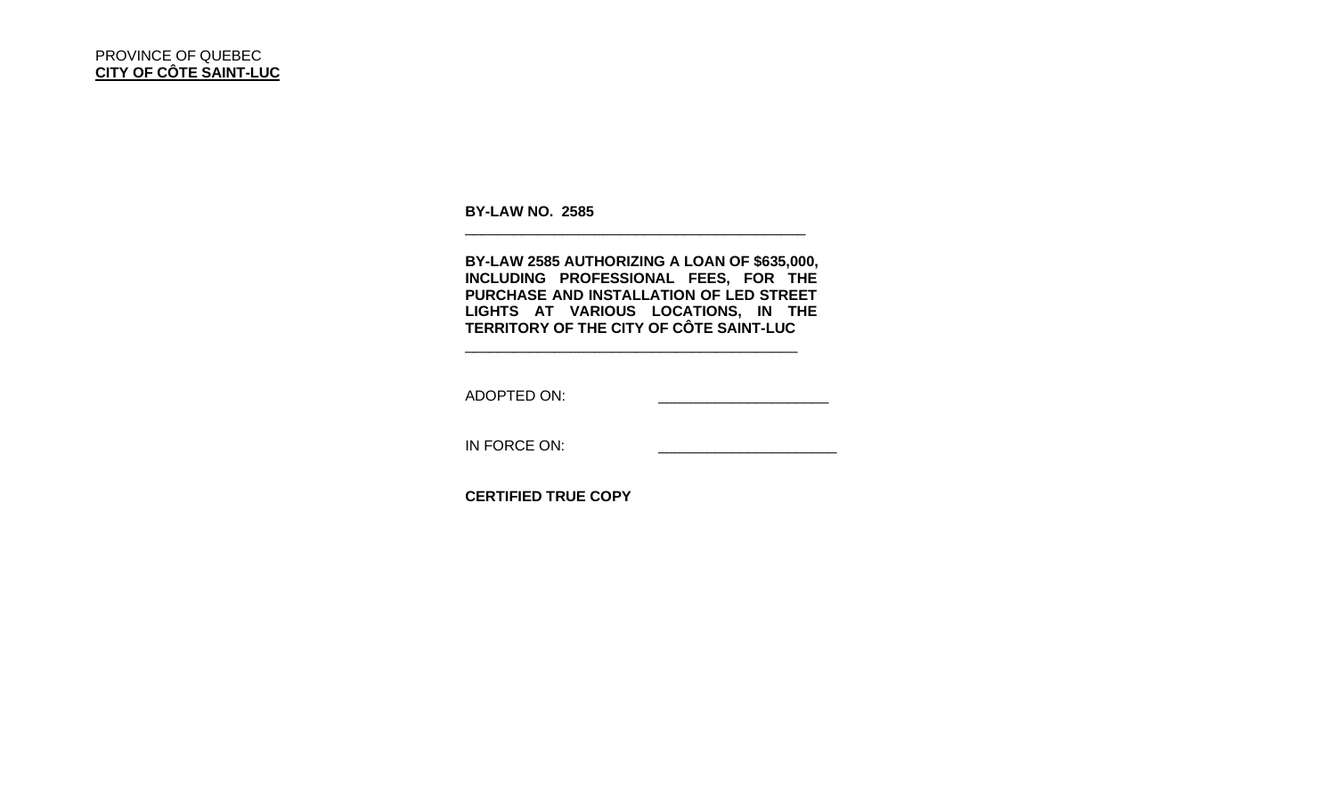PROVINCE OF QUEBEC
**CITY OF CÔTE SAINT-LUC**

**BY-LAW NO. 2585**

---

**BY-LAW 2585 AUTHORIZING A LOAN OF $635,000, INCLUDING PROFESSIONAL FEES, FOR THE PURCHASE AND INSTALLATION OF LED STREET LIGHTS AT VARIOUS LOCATIONS, IN THE TERRITORY OF THE CITY OF CÔTE SAINT-LUC**

---

ADOPTED ON: ____________________

IN FORCE ON: ____________________

**CERTIFIED TRUE COPY**